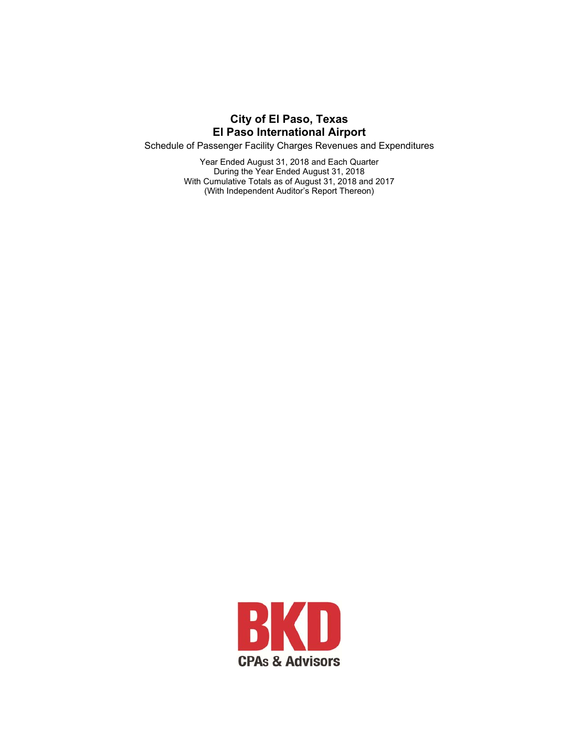# City of El Paso, Texas
# El Paso International Airport

Schedule of Passenger Facility Charges Revenues and Expenditures

Year Ended August 31, 2018 and Each Quarter
During the Year Ended August 31, 2018
With Cumulative Totals as of August 31, 2018 and 2017
(With Independent Auditor's Report Thereon)

BKD
CPAs & Advisors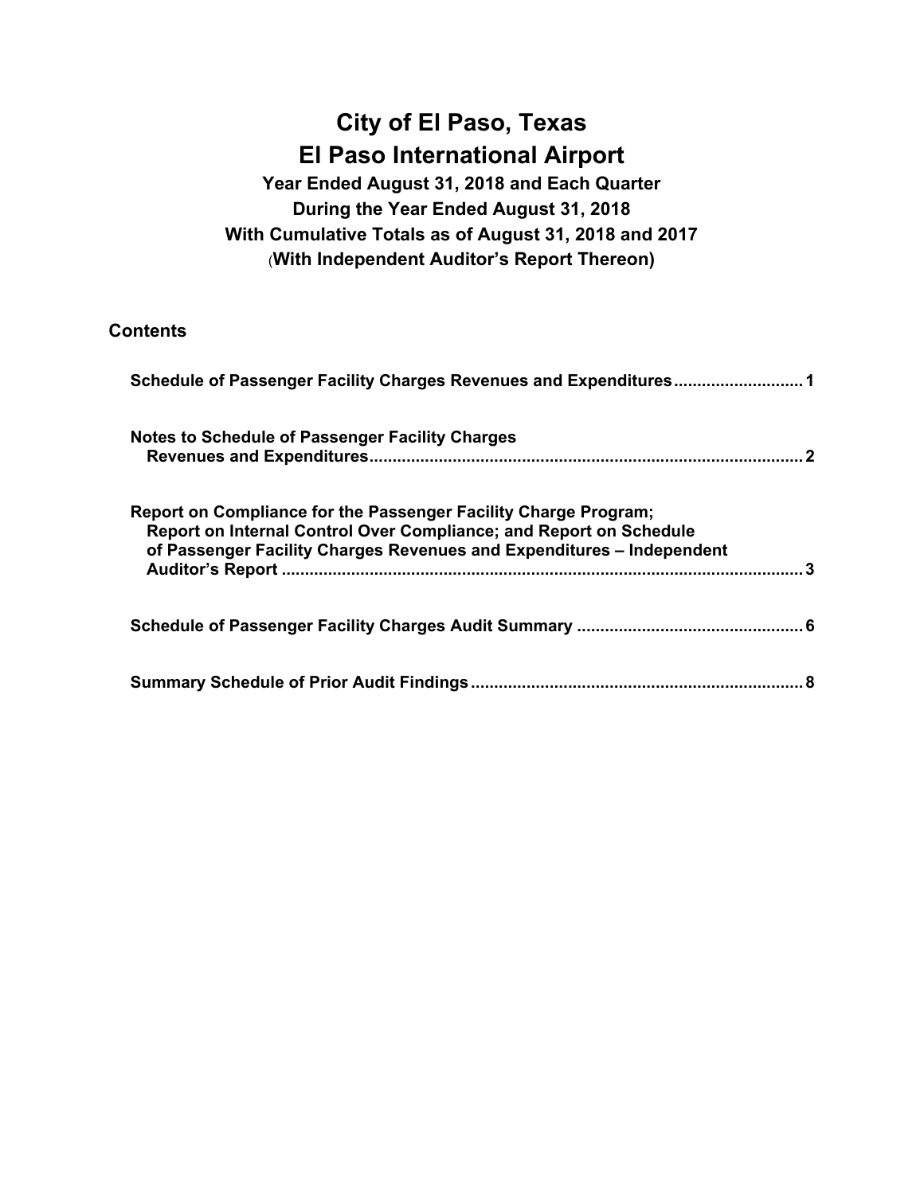# City of El Paso, Texas

# El Paso International Airport

**Year Ended August 31, 2018 and Each Quarter**
**During the Year Ended August 31, 2018**
**With Cumulative Totals as of August 31, 2018 and 2017**
**(With Independent Auditor's Report Thereon)**

## Contents

| | |
|---|---|
| **Schedule of Passenger Facility Charges Revenues and Expenditures** | **1** |
| **Notes to Schedule of Passenger Facility Charges Revenues and Expenditures** | **2** |
| **Report on Compliance for the Passenger Facility Charge Program; Report on Internal Control Over Compliance; and Report on Schedule of Passenger Facility Charges Revenues and Expenditures – Independent Auditor's Report** | **3** |
| **Schedule of Passenger Facility Charges Audit Summary** | **6** |
| **Summary Schedule of Prior Audit Findings** | **8** |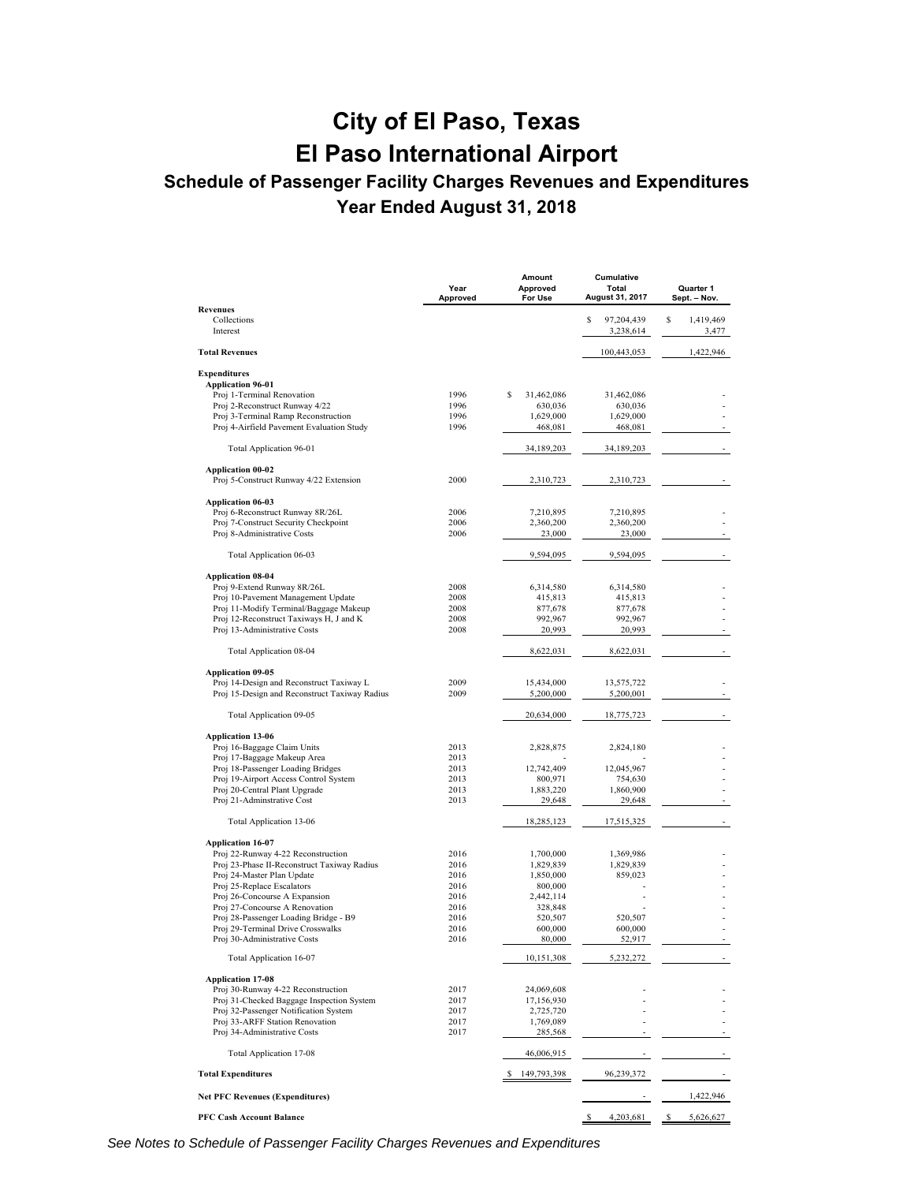# City of El Paso, Texas

# El Paso International Airport

## Schedule of Passenger Facility Charges Revenues and Expenditures

### Year Ended August 31, 2018

| | Year Approved | Amount Approved For Use | Cumulative Total August 31, 2017 | Quarter 1 Sept. – Nov. |
|---|---|---|---|---|
| **Revenues** | | | | |
| Collections | | | $ 97,204,439 | $ 1,419,469 |
| Interest | | | 3,238,614 | 3,477 |
| **Total Revenues** | | | 100,443,053 | 1,422,946 |
| **Expenditures** | | | | |
| **Application 96-01** | | | | |
| Proj 1-Terminal Renovation | 1996 | $ 31,462,086 | 31,462,086 | - |
| Proj 2-Reconstruct Runway 4/22 | 1996 | 630,036 | 630,036 | - |
| Proj 3-Terminal Ramp Reconstruction | 1996 | 1,629,000 | 1,629,000 | - |
| Proj 4-Airfield Pavement Evaluation Study | 1996 | 468,081 | 468,081 | - |
| Total Application 96-01 | | 34,189,203 | 34,189,203 | - |
| **Application 00-02** | | | | |
| Proj 5-Construct Runway 4/22 Extension | 2000 | 2,310,723 | 2,310,723 | - |
| **Application 06-03** | | | | |
| Proj 6-Reconstruct Runway 8R/26L | 2006 | 7,210,895 | 7,210,895 | - |
| Proj 7-Construct Security Checkpoint | 2006 | 2,360,200 | 2,360,200 | - |
| Proj 8-Administrative Costs | 2006 | 23,000 | 23,000 | - |
| Total Application 06-03 | | 9,594,095 | 9,594,095 | - |
| **Application 08-04** | | | | |
| Proj 9-Extend Runway 8R/26L | 2008 | 6,314,580 | 6,314,580 | - |
| Proj 10-Pavement Management Update | 2008 | 415,813 | 415,813 | - |
| Proj 11-Modify Terminal/Baggage Makeup | 2008 | 877,678 | 877,678 | - |
| Proj 12-Reconstruct Taxiways H, J and K | 2008 | 992,967 | 992,967 | - |
| Proj 13-Administrative Costs | 2008 | 20,993 | 20,993 | - |
| Total Application 08-04 | | 8,622,031 | 8,622,031 | - |
| **Application 09-05** | | | | |
| Proj 14-Design and Reconstruct Taxiway L | 2009 | 15,434,000 | 13,575,722 | - |
| Proj 15-Design and Reconstruct Taxiway Radius | 2009 | 5,200,000 | 5,200,001 | - |
| Total Application 09-05 | | 20,634,000 | 18,775,723 | - |
| **Application 13-06** | | | | |
| Proj 16-Baggage Claim Units | 2013 | 2,828,875 | 2,824,180 | - |
| Proj 17-Baggage Makeup Area | 2013 | - | - | - |
| Proj 18-Passenger Loading Bridges | 2013 | 12,742,409 | 12,045,967 | - |
| Proj 19-Airport Access Control System | 2013 | 800,971 | 754,630 | - |
| Proj 20-Central Plant Upgrade | 2013 | 1,883,220 | 1,860,900 | - |
| Proj 21-Adminstrative Cost | 2013 | 29,648 | 29,648 | - |
| Total Application 13-06 | | 18,285,123 | 17,515,325 | - |
| **Application 16-07** | | | | |
| Proj 22-Runway 4-22 Reconstruction | 2016 | 1,700,000 | 1,369,986 | - |
| Proj 23-Phase II-Reconstruct Taxiway Radius | 2016 | 1,829,839 | 1,829,839 | - |
| Proj 24-Master Plan Update | 2016 | 1,850,000 | 859,023 | - |
| Proj 25-Replace Escalators | 2016 | 800,000 | - | - |
| Proj 26-Concourse A Expansion | 2016 | 2,442,114 | - | - |
| Proj 27-Concourse A Renovation | 2016 | 328,848 | - | - |
| Proj 28-Passenger Loading Bridge - B9 | 2016 | 520,507 | 520,507 | - |
| Proj 29-Terminal Drive Crosswalks | 2016 | 600,000 | 600,000 | - |
| Proj 30-Administrative Costs | 2016 | 80,000 | 52,917 | - |
| Total Application 16-07 | | 10,151,308 | 5,232,272 | - |
| **Application 17-08** | | | | |
| Proj 30-Runway 4-22 Reconstruction | 2017 | 24,069,608 | - | - |
| Proj 31-Checked Baggage Inspection System | 2017 | 17,156,930 | - | - |
| Proj 32-Passenger Notification System | 2017 | 2,725,720 | - | - |
| Proj 33-ARFF Station Renovation | 2017 | 1,769,089 | - | - |
| Proj 34-Administrative Costs | 2017 | 285,568 | - | - |
| Total Application 17-08 | | 46,006,915 | - | - |
| **Total Expenditures** | | $ 149,793,398 | 96,239,372 | - |
| **Net PFC Revenues (Expenditures)** | | | - | 1,422,946 |
| **PFC Cash Account Balance** | | | $ 4,203,681 | $ 5,626,627 |

*See Notes to Schedule of Passenger Facility Charges Revenues and Expenditures*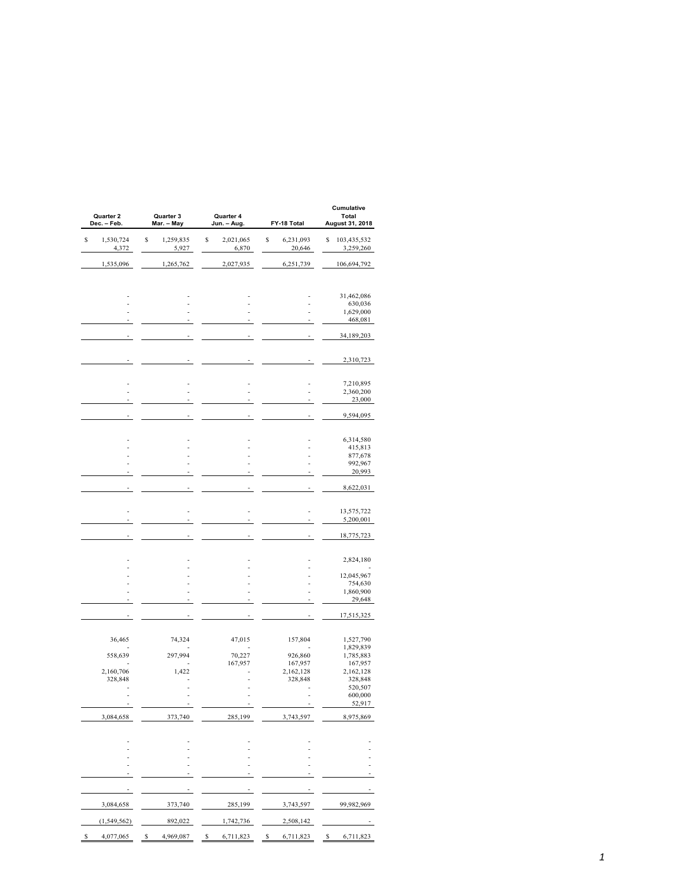| Quarter 2 Dec. – Feb. | Quarter 3 Mar. – May | Quarter 4 Jun. – Aug. | FY-18 Total | Cumulative Total August 31, 2018 |
|---|---|---|---|---|
| $ 1,530,724 | $ 1,259,835 | $ 2,021,065 | $ 6,231,093 | $ 103,435,532 |
| 4,372 | 5,927 | 6,870 | 20,646 | 3,259,260 |
| 1,535,096 | 1,265,762 | 2,027,935 | 6,251,739 | 106,694,792 |
| | | | | |
| - | - | - | - | 31,462,086 |
| - | - | - | - | 630,036 |
| - | - | - | - | 1,629,000 |
| - | - | - | - | 468,081 |
| - | - | - | - | 34,189,203 |
| | | | | |
| - | - | - | - | 2,310,723 |
| | | | | |
| - | - | - | - | 7,210,895 |
| - | - | - | - | 2,360,200 |
| - | - | - | - | 23,000 |
| - | - | - | - | 9,594,095 |
| | | | | |
| - | - | - | - | 6,314,580 |
| - | - | - | - | 415,813 |
| - | - | - | - | 877,678 |
| - | - | - | - | 992,967 |
| - | - | - | - | 20,993 |
| - | - | - | - | 8,622,031 |
| | | | | |
| - | - | - | - | 13,575,722 |
| - | - | - | - | 5,200,001 |
| - | - | - | - | 18,775,723 |
| | | | | |
| - | - | - | - | 2,824,180 |
| - | - | - | - | - |
| - | - | - | - | 12,045,967 |
| - | - | - | - | 754,630 |
| - | - | - | - | 1,860,900 |
| - | - | - | - | 29,648 |
| - | - | - | - | 17,515,325 |
| | | | | |
| 36,465 | 74,324 | 47,015 | 157,804 | 1,527,790 |
| - | - | - | - | 1,829,839 |
| 558,639 | 297,994 | 70,227 | 926,860 | 1,785,883 |
| - | - | 167,957 | 167,957 | 167,957 |
| 2,160,706 | 1,422 | - | 2,162,128 | 2,162,128 |
| 328,848 | - | - | 328,848 | 328,848 |
| - | - | - | - | 520,507 |
| - | - | - | - | 600,000 |
| - | - | - | - | 52,917 |
| 3,084,658 | 373,740 | 285,199 | 3,743,597 | 8,975,869 |
| | | | | |
| - | - | - | - | - |
| - | - | - | - | - |
| - | - | - | - | - |
| - | - | - | - | - |
| - | - | - | - | - |
| - | - | - | - | - |
| | | | | |
| 3,084,658 | 373,740 | 285,199 | 3,743,597 | 99,982,969 |
| (1,549,562) | 892,022 | 1,742,736 | 2,508,142 | - |
| $ 4,077,065 | $ 4,969,087 | $ 6,711,823 | $ 6,711,823 | $ 6,711,823 |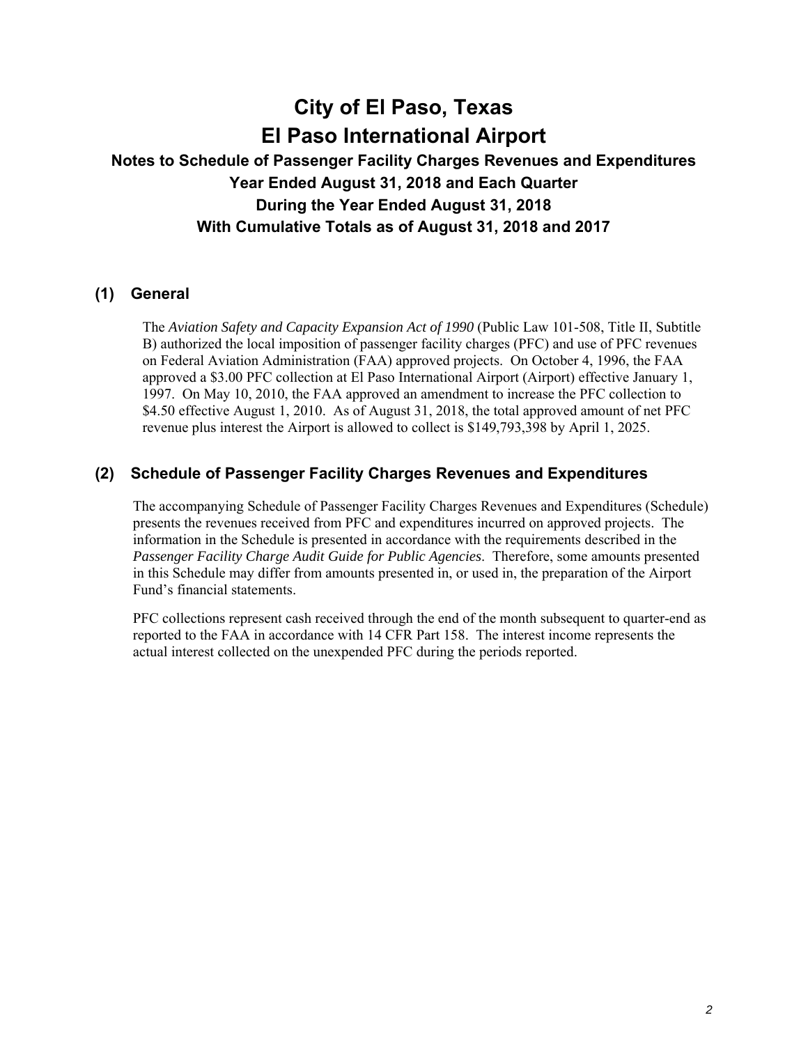# City of El Paso, Texas
# El Paso International Airport

### Notes to Schedule of Passenger Facility Charges Revenues and Expenditures
### Year Ended August 31, 2018 and Each Quarter
### During the Year Ended August 31, 2018
### With Cumulative Totals as of August 31, 2018 and 2017

## (1) General

The *Aviation Safety and Capacity Expansion Act of 1990* (Public Law 101-508, Title II, Subtitle B) authorized the local imposition of passenger facility charges (PFC) and use of PFC revenues on Federal Aviation Administration (FAA) approved projects. On October 4, 1996, the FAA approved a $3.00 PFC collection at El Paso International Airport (Airport) effective January 1, 1997. On May 10, 2010, the FAA approved an amendment to increase the PFC collection to $4.50 effective August 1, 2010. As of August 31, 2018, the total approved amount of net PFC revenue plus interest the Airport is allowed to collect is $149,793,398 by April 1, 2025.

## (2) Schedule of Passenger Facility Charges Revenues and Expenditures

The accompanying Schedule of Passenger Facility Charges Revenues and Expenditures (Schedule) presents the revenues received from PFC and expenditures incurred on approved projects. The information in the Schedule is presented in accordance with the requirements described in the *Passenger Facility Charge Audit Guide for Public Agencies*. Therefore, some amounts presented in this Schedule may differ from amounts presented in, or used in, the preparation of the Airport Fund's financial statements.

PFC collections represent cash received through the end of the month subsequent to quarter-end as reported to the FAA in accordance with 14 CFR Part 158. The interest income represents the actual interest collected on the unexpended PFC during the periods reported.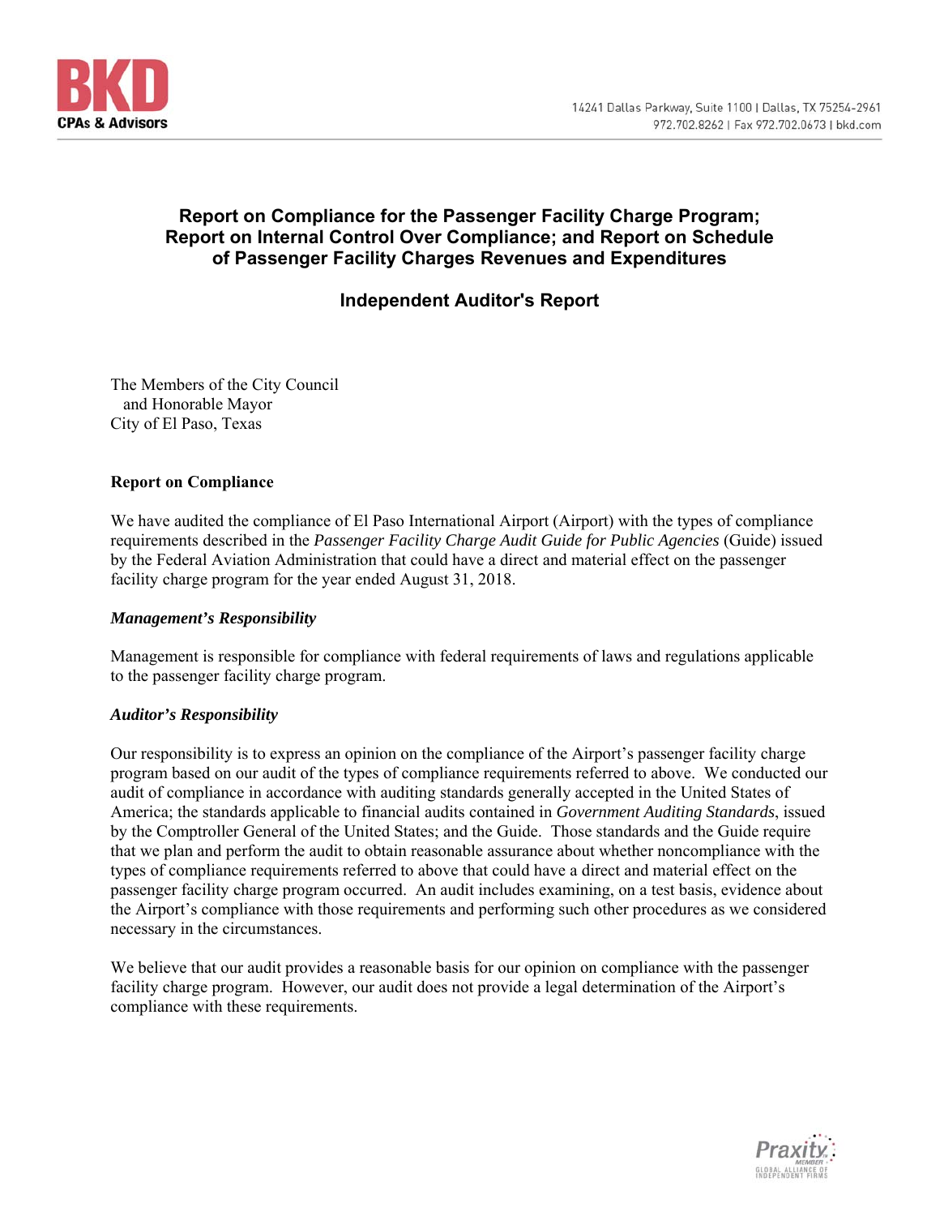# Report on Compliance for the Passenger Facility Charge Program; Report on Internal Control Over Compliance; and Report on Schedule of Passenger Facility Charges Revenues and Expenditures

## Independent Auditor's Report

The Members of the City Council
and Honorable Mayor
City of El Paso, Texas

### Report on Compliance

We have audited the compliance of El Paso International Airport (Airport) with the types of compliance requirements described in the *Passenger Facility Charge Audit Guide for Public Agencies* (Guide) issued by the Federal Aviation Administration that could have a direct and material effect on the passenger facility charge program for the year ended August 31, 2018.

#### *Management's Responsibility*

Management is responsible for compliance with federal requirements of laws and regulations applicable to the passenger facility charge program.

#### *Auditor's Responsibility*

Our responsibility is to express an opinion on the compliance of the Airport's passenger facility charge program based on our audit of the types of compliance requirements referred to above. We conducted our audit of compliance in accordance with auditing standards generally accepted in the United States of America; the standards applicable to financial audits contained in *Government Auditing Standards*, issued by the Comptroller General of the United States; and the Guide. Those standards and the Guide require that we plan and perform the audit to obtain reasonable assurance about whether noncompliance with the types of compliance requirements referred to above that could have a direct and material effect on the passenger facility charge program occurred. An audit includes examining, on a test basis, evidence about the Airport's compliance with those requirements and performing such other procedures as we considered necessary in the circumstances.

We believe that our audit provides a reasonable basis for our opinion on compliance with the passenger facility charge program. However, our audit does not provide a legal determination of the Airport's compliance with these requirements.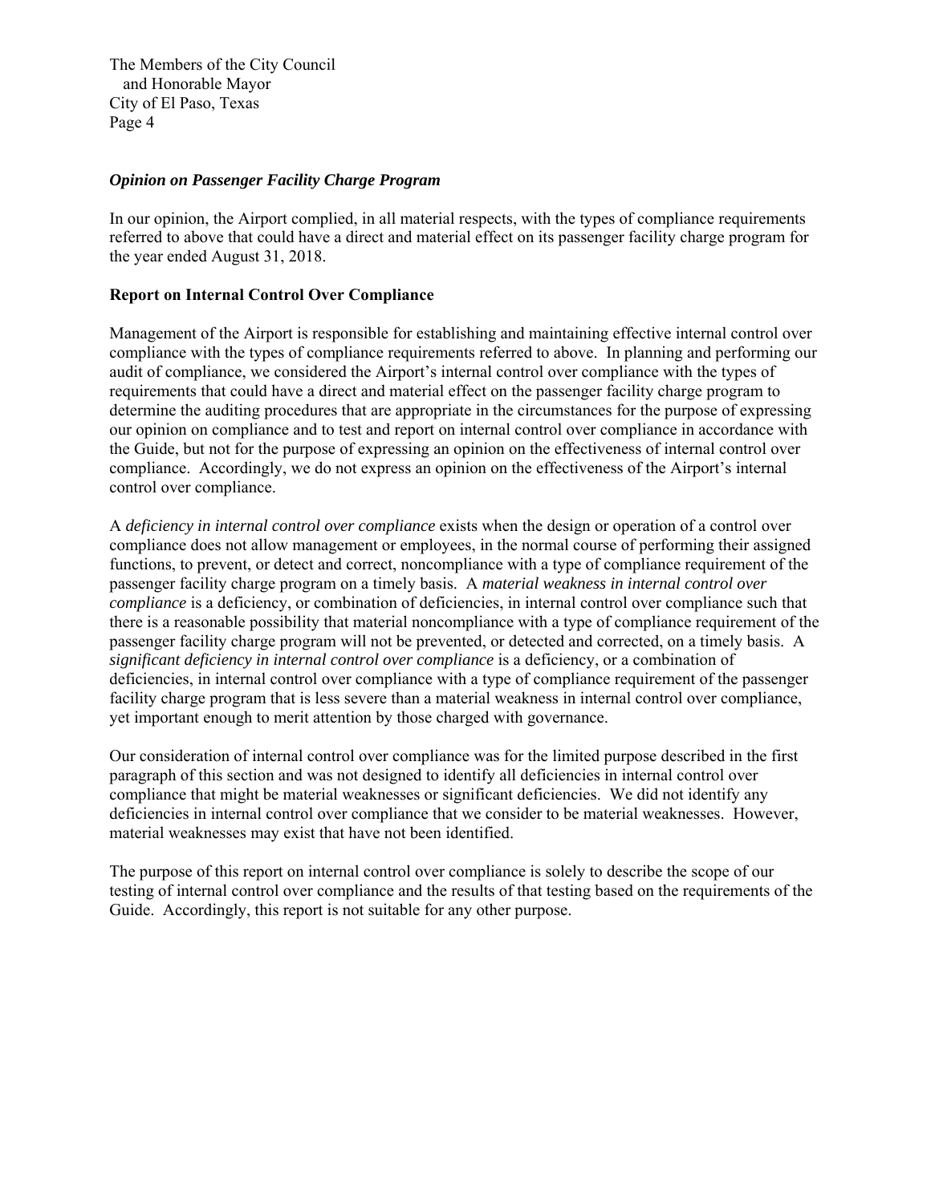### *Opinion on Passenger Facility Charge Program*

In our opinion, the Airport complied, in all material respects, with the types of compliance requirements referred to above that could have a direct and material effect on its passenger facility charge program for the year ended August 31, 2018.

### Report on Internal Control Over Compliance

Management of the Airport is responsible for establishing and maintaining effective internal control over compliance with the types of compliance requirements referred to above. In planning and performing our audit of compliance, we considered the Airport's internal control over compliance with the types of requirements that could have a direct and material effect on the passenger facility charge program to determine the auditing procedures that are appropriate in the circumstances for the purpose of expressing our opinion on compliance and to test and report on internal control over compliance in accordance with the Guide, but not for the purpose of expressing an opinion on the effectiveness of internal control over compliance. Accordingly, we do not express an opinion on the effectiveness of the Airport's internal control over compliance.

A *deficiency in internal control over compliance* exists when the design or operation of a control over compliance does not allow management or employees, in the normal course of performing their assigned functions, to prevent, or detect and correct, noncompliance with a type of compliance requirement of the passenger facility charge program on a timely basis. A *material weakness in internal control over compliance* is a deficiency, or combination of deficiencies, in internal control over compliance such that there is a reasonable possibility that material noncompliance with a type of compliance requirement of the passenger facility charge program will not be prevented, or detected and corrected, on a timely basis. A *significant deficiency in internal control over compliance* is a deficiency, or a combination of deficiencies, in internal control over compliance with a type of compliance requirement of the passenger facility charge program that is less severe than a material weakness in internal control over compliance, yet important enough to merit attention by those charged with governance.

Our consideration of internal control over compliance was for the limited purpose described in the first paragraph of this section and was not designed to identify all deficiencies in internal control over compliance that might be material weaknesses or significant deficiencies. We did not identify any deficiencies in internal control over compliance that we consider to be material weaknesses. However, material weaknesses may exist that have not been identified.

The purpose of this report on internal control over compliance is solely to describe the scope of our testing of internal control over compliance and the results of that testing based on the requirements of the Guide. Accordingly, this report is not suitable for any other purpose.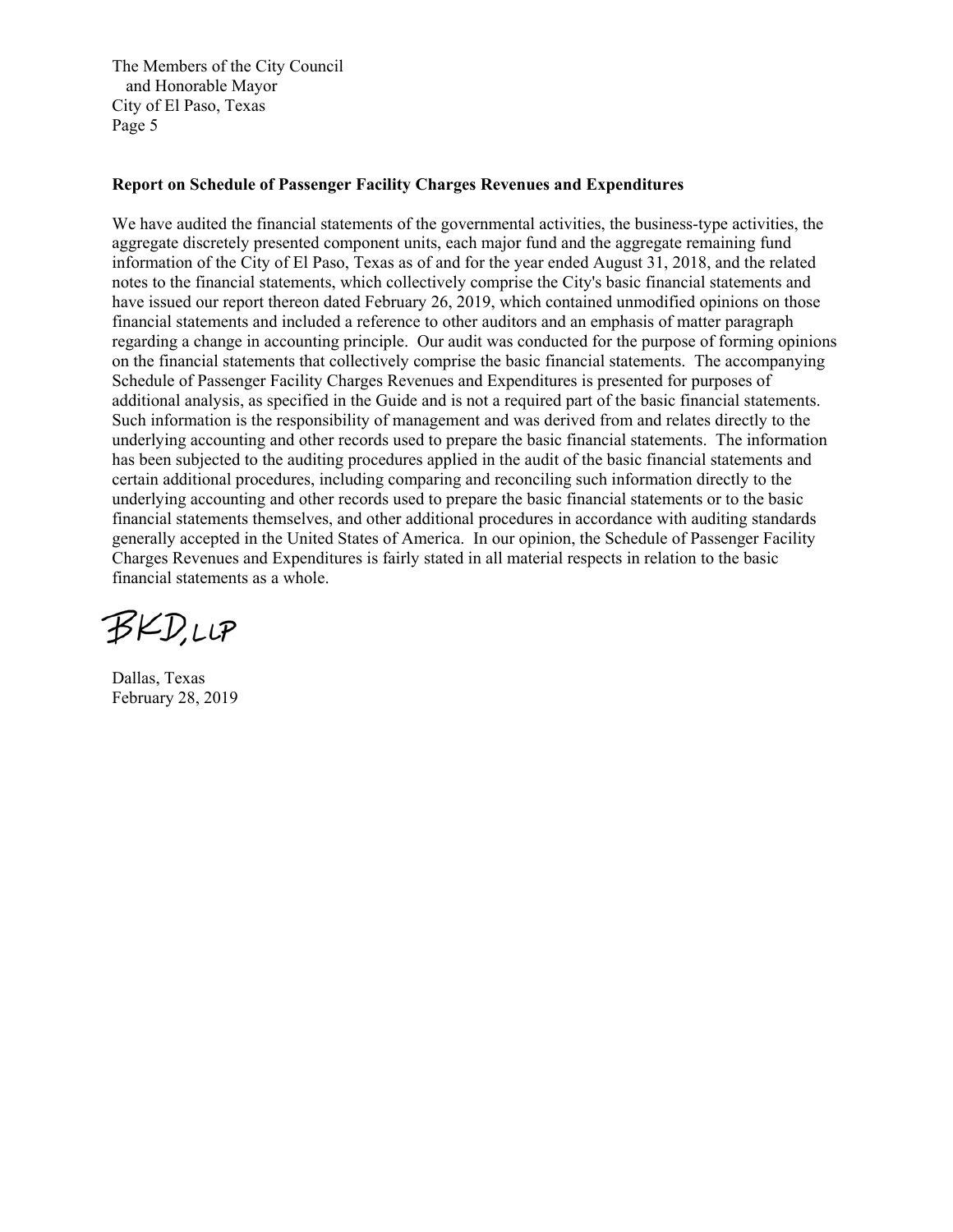The Members of the City Council
and Honorable Mayor
City of El Paso, Texas

**Report on Schedule of Passenger Facility Charges Revenues and Expenditures**

We have audited the financial statements of the governmental activities, the business-type activities, the aggregate discretely presented component units, each major fund and the aggregate remaining fund information of the City of El Paso, Texas as of and for the year ended August 31, 2018, and the related notes to the financial statements, which collectively comprise the City's basic financial statements and have issued our report thereon dated February 26, 2019, which contained unmodified opinions on those financial statements and included a reference to other auditors and an emphasis of matter paragraph regarding a change in accounting principle. Our audit was conducted for the purpose of forming opinions on the financial statements that collectively comprise the basic financial statements. The accompanying Schedule of Passenger Facility Charges Revenues and Expenditures is presented for purposes of additional analysis, as specified in the Guide and is not a required part of the basic financial statements. Such information is the responsibility of management and was derived from and relates directly to the underlying accounting and other records used to prepare the basic financial statements. The information has been subjected to the auditing procedures applied in the audit of the basic financial statements and certain additional procedures, including comparing and reconciling such information directly to the underlying accounting and other records used to prepare the basic financial statements or to the basic financial statements themselves, and other additional procedures in accordance with auditing standards generally accepted in the United States of America. In our opinion, the Schedule of Passenger Facility Charges Revenues and Expenditures is fairly stated in all material respects in relation to the basic financial statements as a whole.

BKD, LLP

Dallas, Texas
February 28, 2019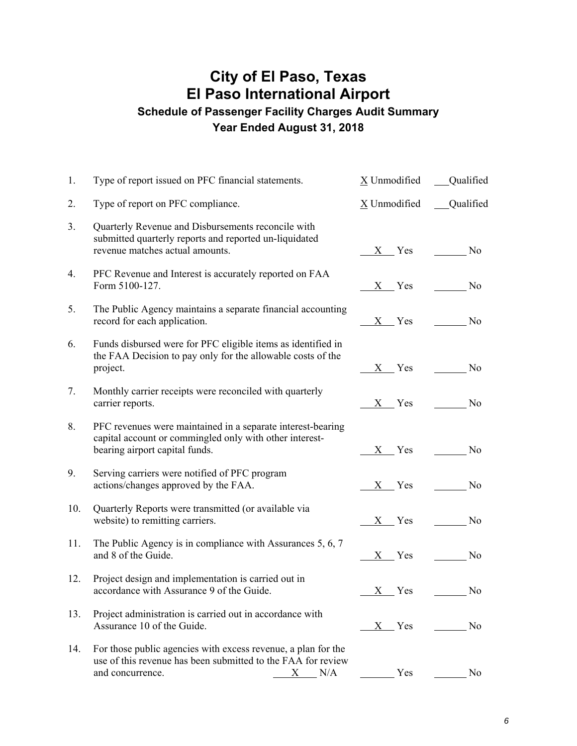# City of El Paso, Texas
# El Paso International Airport
## Schedule of Passenger Facility Charges Audit Summary
## Year Ended August 31, 2018

| | | | |
|---|---|---|---|
| 1. | Type of report issued on PFC financial statements. | X Unmodified | ___ Qualified |
| 2. | Type of report on PFC compliance. | X Unmodified | ___ Qualified |
| 3. | Quarterly Revenue and Disbursements reconcile with submitted quarterly reports and reported un-liquidated revenue matches actual amounts. | X Yes | ___ No |
| 4. | PFC Revenue and Interest is accurately reported on FAA Form 5100-127. | X Yes | ___ No |
| 5. | The Public Agency maintains a separate financial accounting record for each application. | X Yes | ___ No |
| 6. | Funds disbursed were for PFC eligible items as identified in the FAA Decision to pay only for the allowable costs of the project. | X Yes | ___ No |
| 7. | Monthly carrier receipts were reconciled with quarterly carrier reports. | X Yes | ___ No |
| 8. | PFC revenues were maintained in a separate interest-bearing capital account or commingled only with other interest-bearing airport capital funds. | X Yes | ___ No |
| 9. | Serving carriers were notified of PFC program actions/changes approved by the FAA. | X Yes | ___ No |
| 10. | Quarterly Reports were transmitted (or available via website) to remitting carriers. | X Yes | ___ No |
| 11. | The Public Agency is in compliance with Assurances 5, 6, 7 and 8 of the Guide. | X Yes | ___ No |
| 12. | Project design and implementation is carried out in accordance with Assurance 9 of the Guide. | X Yes | ___ No |
| 13. | Project administration is carried out in accordance with Assurance 10 of the Guide. | X Yes | ___ No |
| 14. | For those public agencies with excess revenue, a plan for the use of this revenue has been submitted to the FAA for review and concurrence. X N/A | ___ Yes | ___ No |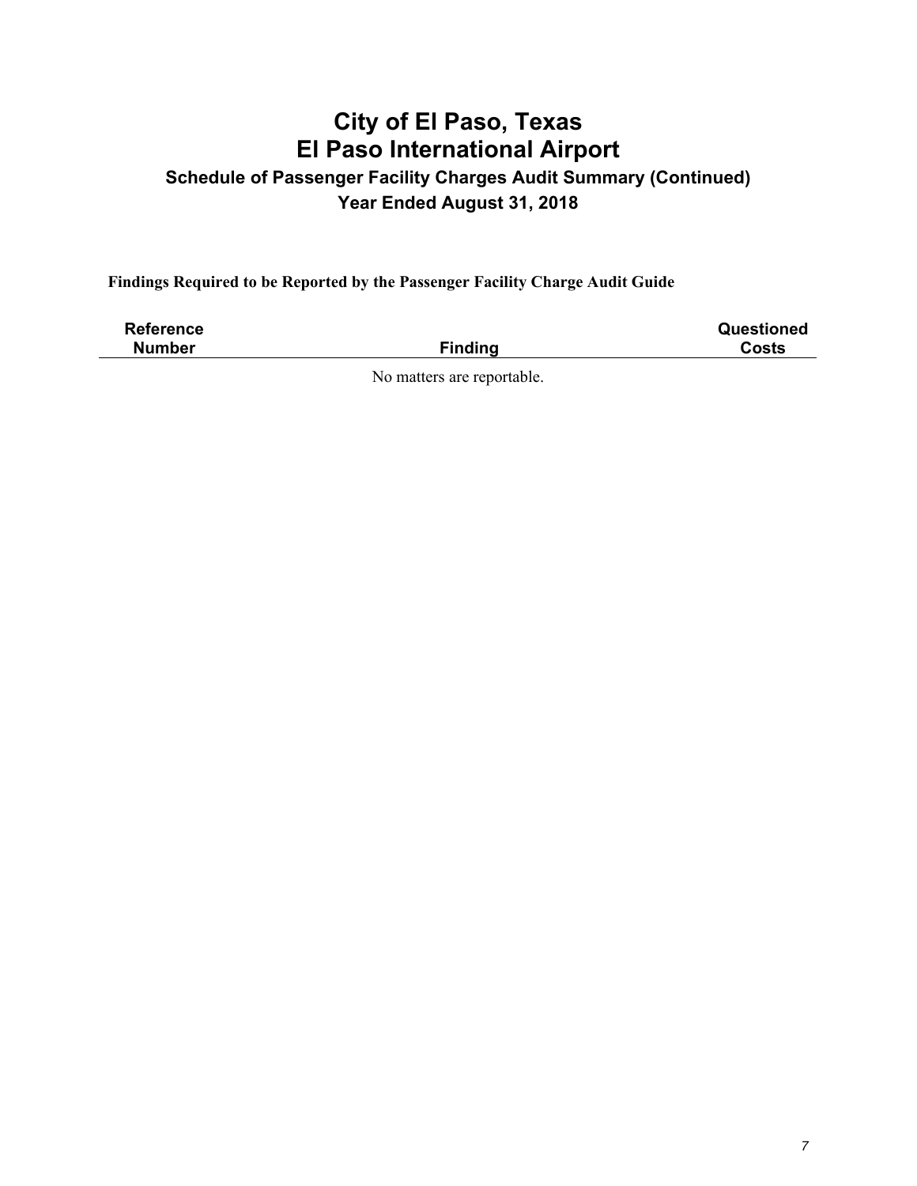# City of El Paso, Texas
# El Paso International Airport

## Schedule of Passenger Facility Charges Audit Summary (Continued)

### Year Ended August 31, 2018

**Findings Required to be Reported by the Passenger Facility Charge Audit Guide**

| Reference Number | Finding | Questioned Costs |
|---|---|---|
| | No matters are reportable. | |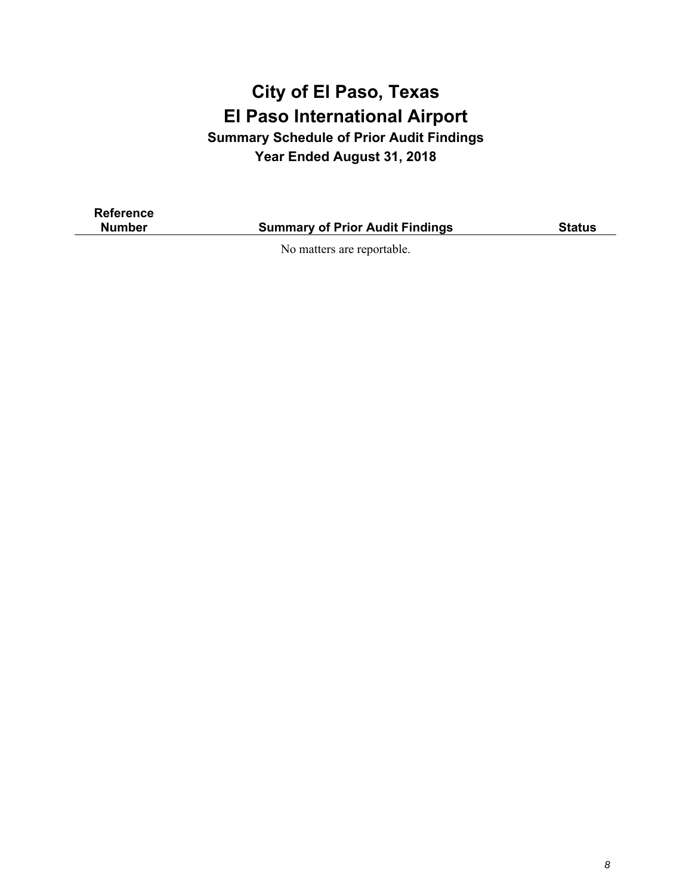# City of El Paso, Texas
# El Paso International Airport
## Summary Schedule of Prior Audit Findings
## Year Ended August 31, 2018

| Reference Number | Summary of Prior Audit Findings | Status |
|---|---|---|
| | No matters are reportable. | |